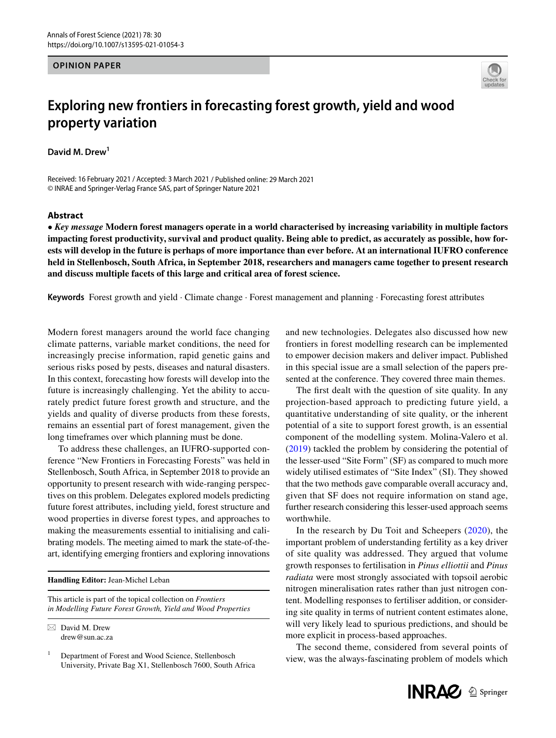OPINION PAPER

# Exploring new frontiers in forecasting forest growth, yield and wood property variation

**David M. Drew**[1]

Received: 16 February 2021 / Accepted: 3 March 2021 / Published online: 29 March 2021
© INRAE and Springer-Verlag France SAS, part of Springer Nature 2021

## Abstract

• ***Key message*** **Modern forest managers operate in a world characterised by increasing variability in multiple factors impacting forest productivity, survival and product quality. Being able to predict, as accurately as possible, how forests will develop in the future is perhaps of more importance than ever before. At an international IUFRO conference held in Stellenbosch, South Africa, in September 2018, researchers and managers came together to present research and discuss multiple facets of this large and critical area of forest science.**

**Keywords** Forest growth and yield · Climate change · Forest management and planning · Forecasting forest attributes

Modern forest managers around the world face changing climate patterns, variable market conditions, the need for increasingly precise information, rapid genetic gains and serious risks posed by pests, diseases and natural disasters. In this context, forecasting how forests will develop into the future is increasingly challenging. Yet the ability to accurately predict future forest growth and structure, and the yields and quality of diverse products from these forests, remains an essential part of forest management, given the long timeframes over which planning must be done.

To address these challenges, an IUFRO-supported conference "New Frontiers in Forecasting Forests" was held in Stellenbosch, South Africa, in September 2018 to provide an opportunity to present research with wide-ranging perspectives on this problem. Delegates explored models predicting future forest attributes, including yield, forest structure and wood properties in diverse forest types, and approaches to making the measurements essential to initialising and calibrating models. The meeting aimed to mark the state-of-the-art, identifying emerging frontiers and exploring innovations and new technologies. Delegates also discussed how new frontiers in forest modelling research can be implemented to empower decision makers and deliver impact. Published in this special issue are a small selection of the papers presented at the conference. They covered three main themes.

The first dealt with the question of site quality. In any projection-based approach to predicting future yield, a quantitative understanding of site quality, or the inherent potential of a site to support forest growth, is an essential component of the modelling system. Molina-Valero et al. (2019) tackled the problem by considering the potential of the lesser-used "Site Form" (SF) as compared to much more widely utilised estimates of "Site Index" (SI). They showed that the two methods gave comparable overall accuracy and, given that SF does not require information on stand age, further research considering this lesser-used approach seems worthwhile.

In the research by Du Toit and Scheepers (2020), the important problem of understanding fertility as a key driver of site quality was addressed. They argued that volume growth responses to fertilisation in *Pinus elliottii* and *Pinus radiata* were most strongly associated with topsoil aerobic nitrogen mineralisation rates rather than just nitrogen content. Modelling responses to fertiliser addition, or considering site quality in terms of nutrient content estimates alone, will very likely lead to spurious predictions, and should be more explicit in process-based approaches.

The second theme, considered from several points of view, was the always-fascinating problem of models which

---

**Handling Editor:** Jean-Michel Leban

This article is part of the topical collection on *Frontiers in Modelling Future Forest Growth, Yield and Wood Properties*

✉ David M. Drew
drew@sun.ac.za

[1] Department of Forest and Wood Science, Stellenbosch University, Private Bag X1, Stellenbosch 7600, South Africa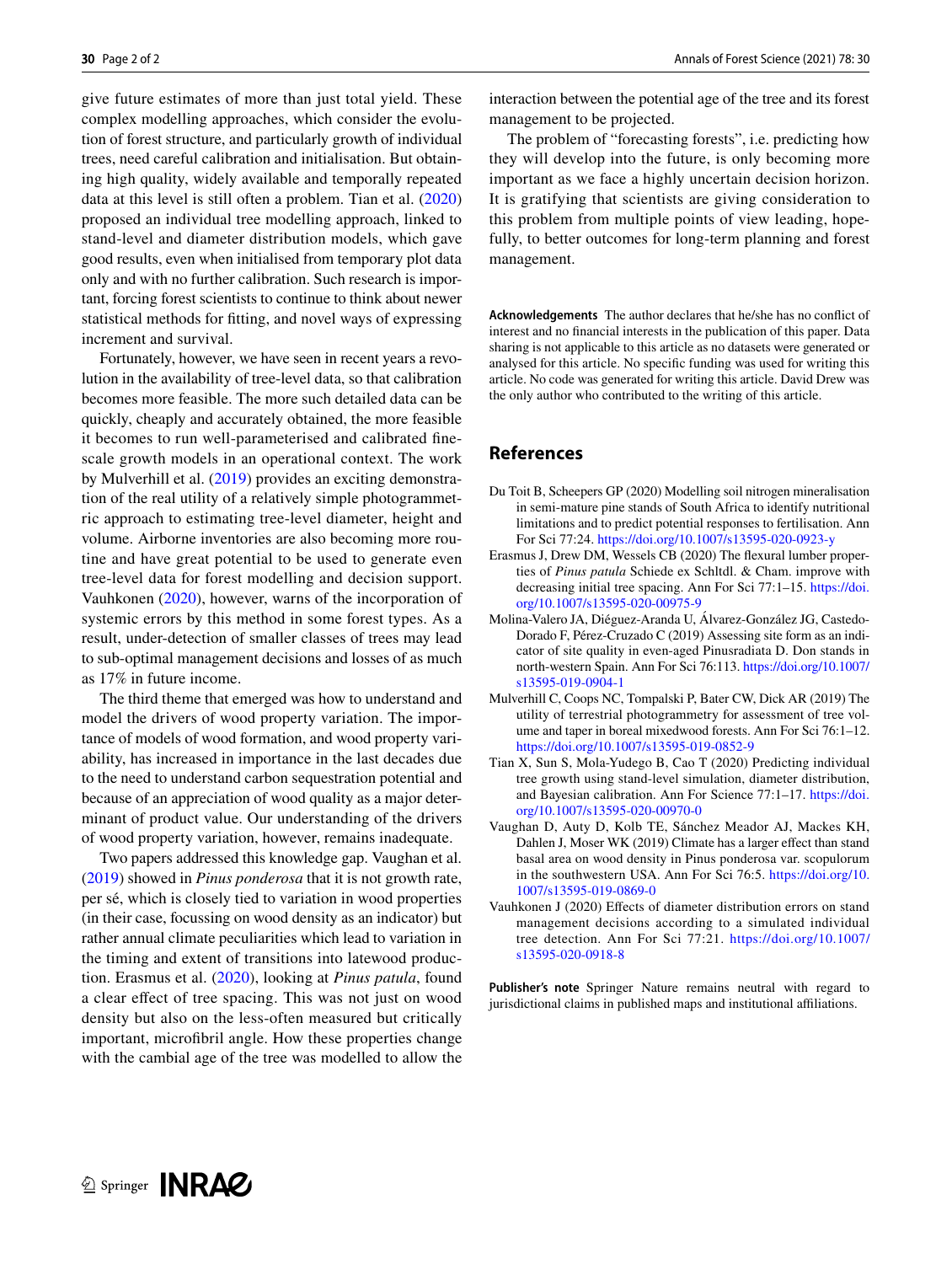give future estimates of more than just total yield. These complex modelling approaches, which consider the evolution of forest structure, and particularly growth of individual trees, need careful calibration and initialisation. But obtaining high quality, widely available and temporally repeated data at this level is still often a problem. Tian et al. (2020) proposed an individual tree modelling approach, linked to stand-level and diameter distribution models, which gave good results, even when initialised from temporary plot data only and with no further calibration. Such research is important, forcing forest scientists to continue to think about newer statistical methods for fitting, and novel ways of expressing increment and survival.

Fortunately, however, we have seen in recent years a revolution in the availability of tree-level data, so that calibration becomes more feasible. The more such detailed data can be quickly, cheaply and accurately obtained, the more feasible it becomes to run well-parameterised and calibrated fine-scale growth models in an operational context. The work by Mulverhill et al. (2019) provides an exciting demonstration of the real utility of a relatively simple photogrammetric approach to estimating tree-level diameter, height and volume. Airborne inventories are also becoming more routine and have great potential to be used to generate even tree-level data for forest modelling and decision support. Vauhkonen (2020), however, warns of the incorporation of systemic errors by this method in some forest types. As a result, under-detection of smaller classes of trees may lead to sub-optimal management decisions and losses of as much as 17% in future income.

The third theme that emerged was how to understand and model the drivers of wood property variation. The importance of models of wood formation, and wood property variability, has increased in importance in the last decades due to the need to understand carbon sequestration potential and because of an appreciation of wood quality as a major determinant of product value. Our understanding of the drivers of wood property variation, however, remains inadequate.

Two papers addressed this knowledge gap. Vaughan et al. (2019) showed in *Pinus ponderosa* that it is not growth rate, per sé, which is closely tied to variation in wood properties (in their case, focussing on wood density as an indicator) but rather annual climate peculiarities which lead to variation in the timing and extent of transitions into latewood production. Erasmus et al. (2020), looking at *Pinus patula*, found a clear effect of tree spacing. This was not just on wood density but also on the less-often measured but critically important, microfibril angle. How these properties change with the cambial age of the tree was modelled to allow the interaction between the potential age of the tree and its forest management to be projected.

The problem of "forecasting forests", i.e. predicting how they will develop into the future, is only becoming more important as we face a highly uncertain decision horizon. It is gratifying that scientists are giving consideration to this problem from multiple points of view leading, hopefully, to better outcomes for long-term planning and forest management.

**Acknowledgements** The author declares that he/she has no conflict of interest and no financial interests in the publication of this paper. Data sharing is not applicable to this article as no datasets were generated or analysed for this article. No specific funding was used for writing this article. No code was generated for writing this article. David Drew was the only author who contributed to the writing of this article.

## References

Du Toit B, Scheepers GP (2020) Modelling soil nitrogen mineralisation in semi-mature pine stands of South Africa to identify nutritional limitations and to predict potential responses to fertilisation. Ann For Sci 77:24. https://doi.org/10.1007/s13595-020-0923-y

Erasmus J, Drew DM, Wessels CB (2020) The flexural lumber properties of *Pinus patula* Schiede ex Schltdl. & Cham. improve with decreasing initial tree spacing. Ann For Sci 77:1–15. https://doi.org/10.1007/s13595-020-00975-9

Molina-Valero JA, Diéguez-Aranda U, Álvarez-González JG, Castedo-Dorado F, Pérez-Cruzado C (2019) Assessing site form as an indicator of site quality in even-aged Pinusradiata D. Don stands in north-western Spain. Ann For Sci 76:113. https://doi.org/10.1007/s13595-019-0904-1

Mulverhill C, Coops NC, Tompalski P, Bater CW, Dick AR (2019) The utility of terrestrial photogrammetry for assessment of tree volume and taper in boreal mixedwood forests. Ann For Sci 76:1–12. https://doi.org/10.1007/s13595-019-0852-9

Tian X, Sun S, Mola-Yudego B, Cao T (2020) Predicting individual tree growth using stand-level simulation, diameter distribution, and Bayesian calibration. Ann For Science 77:1–17. https://doi.org/10.1007/s13595-020-00970-0

Vaughan D, Auty D, Kolb TE, Sánchez Meador AJ, Mackes KH, Dahlen J, Moser WK (2019) Climate has a larger effect than stand basal area on wood density in Pinus ponderosa var. scopulorum in the southwestern USA. Ann For Sci 76:5. https://doi.org/10.1007/s13595-019-0869-0

Vauhkonen J (2020) Effects of diameter distribution errors on stand management decisions according to a simulated individual tree detection. Ann For Sci 77:21. https://doi.org/10.1007/s13595-020-0918-8

**Publisher's note** Springer Nature remains neutral with regard to jurisdictional claims in published maps and institutional affiliations.